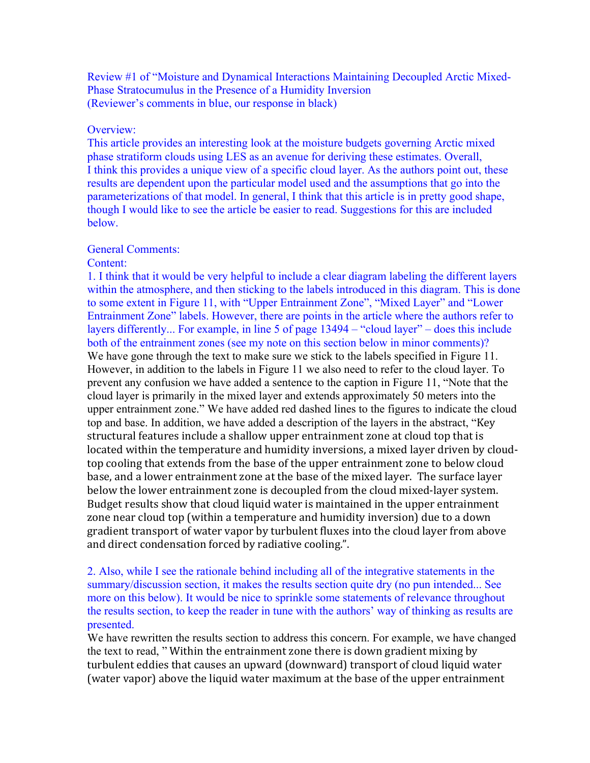Review #1 of "Moisture and Dynamical Interactions Maintaining Decoupled Arctic Mixed-Phase Stratocumulus in the Presence of a Humidity Inversion
(Reviewer's comments in blue, our response in black)

Overview:
This article provides an interesting look at the moisture budgets governing Arctic mixed phase stratiform clouds using LES as an avenue for deriving these estimates. Overall, I think this provides a unique view of a specific cloud layer. As the authors point out, these results are dependent upon the particular model used and the assumptions that go into the parameterizations of that model. In general, I think that this article is in pretty good shape, though I would like to see the article be easier to read. Suggestions for this are included below.

General Comments:
Content:
1. I think that it would be very helpful to include a clear diagram labeling the different layers within the atmosphere, and then sticking to the labels introduced in this diagram. This is done to some extent in Figure 11, with "Upper Entrainment Zone", "Mixed Layer" and "Lower Entrainment Zone" labels. However, there are points in the article where the authors refer to layers differently... For example, in line 5 of page 13494 – "cloud layer" – does this include both of the entrainment zones (see my note on this section below in minor comments)?
We have gone through the text to make sure we stick to the labels specified in Figure 11. However, in addition to the labels in Figure 11 we also need to refer to the cloud layer. To prevent any confusion we have added a sentence to the caption in Figure 11, "Note that the cloud layer is primarily in the mixed layer and extends approximately 50 meters into the upper entrainment zone." We have added red dashed lines to the figures to indicate the cloud top and base. In addition, we have added a description of the layers in the abstract, "Key structural features include a shallow upper entrainment zone at cloud top that is located within the temperature and humidity inversions, a mixed layer driven by cloud-top cooling that extends from the base of the upper entrainment zone to below cloud base, and a lower entrainment zone at the base of the mixed layer. The surface layer below the lower entrainment zone is decoupled from the cloud mixed-layer system. Budget results show that cloud liquid water is maintained in the upper entrainment zone near cloud top (within a temperature and humidity inversion) due to a down gradient transport of water vapor by turbulent fluxes into the cloud layer from above and direct condensation forced by radiative cooling.".

2. Also, while I see the rationale behind including all of the integrative statements in the summary/discussion section, it makes the results section quite dry (no pun intended... See more on this below). It would be nice to sprinkle some statements of relevance throughout the results section, to keep the reader in tune with the authors' way of thinking as results are presented.
We have rewritten the results section to address this concern. For example, we have changed the text to read, " Within the entrainment zone there is down gradient mixing by turbulent eddies that causes an upward (downward) transport of cloud liquid water (water vapor) above the liquid water maximum at the base of the upper entrainment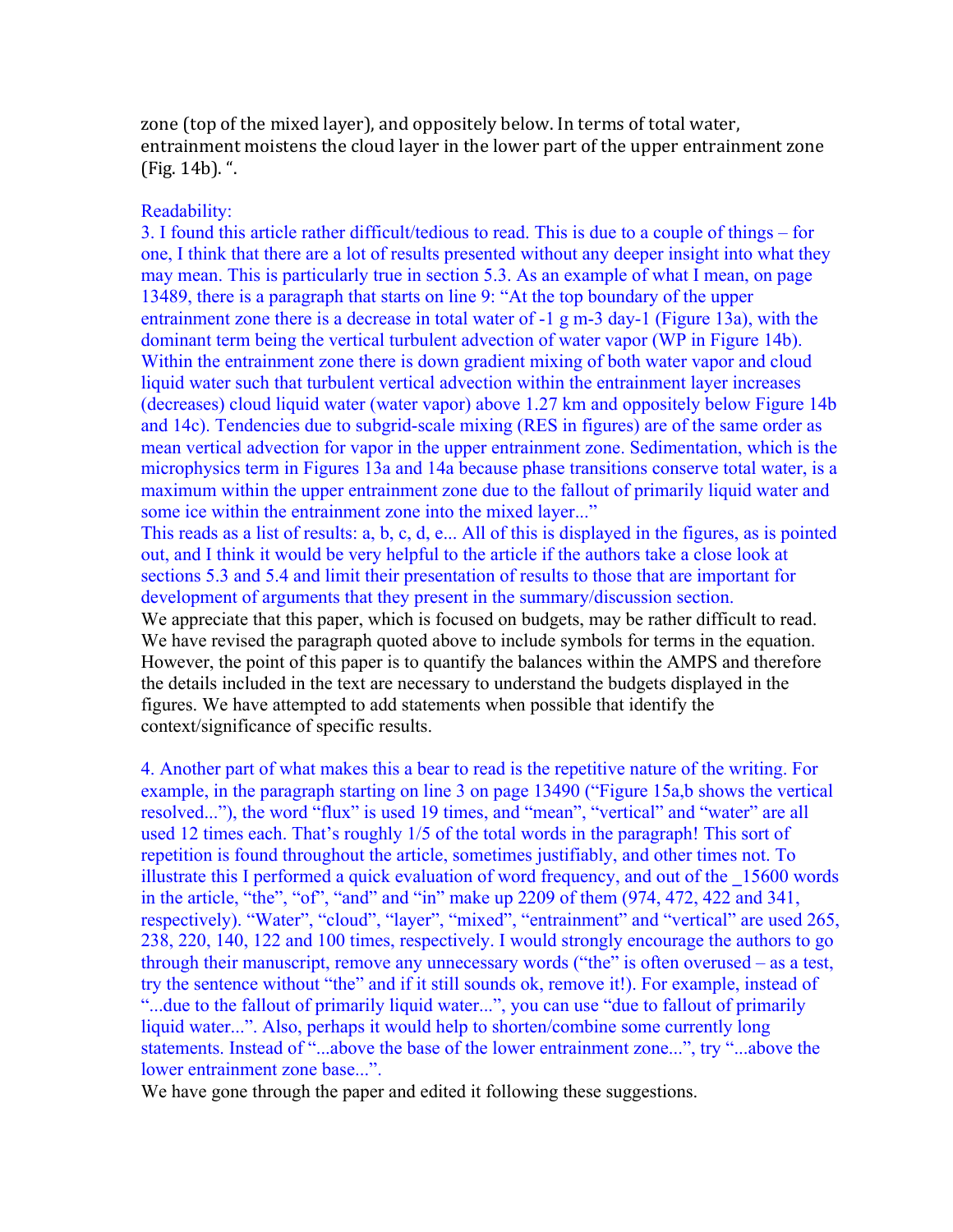zone (top of the mixed layer), and oppositely below. In terms of total water, entrainment moistens the cloud layer in the lower part of the upper entrainment zone (Fig. 14b). ".

Readability:

3. I found this article rather difficult/tedious to read. This is due to a couple of things – for one, I think that there are a lot of results presented without any deeper insight into what they may mean. This is particularly true in section 5.3. As an example of what I mean, on page 13489, there is a paragraph that starts on line 9: "At the top boundary of the upper entrainment zone there is a decrease in total water of -1 g m-3 day-1 (Figure 13a), with the dominant term being the vertical turbulent advection of water vapor (WP in Figure 14b). Within the entrainment zone there is down gradient mixing of both water vapor and cloud liquid water such that turbulent vertical advection within the entrainment layer increases (decreases) cloud liquid water (water vapor) above 1.27 km and oppositely below Figure 14b and 14c). Tendencies due to subgrid-scale mixing (RES in figures) are of the same order as mean vertical advection for vapor in the upper entrainment zone. Sedimentation, which is the microphysics term in Figures 13a and 14a because phase transitions conserve total water, is a maximum within the upper entrainment zone due to the fallout of primarily liquid water and some ice within the entrainment zone into the mixed layer..."

This reads as a list of results: a, b, c, d, e... All of this is displayed in the figures, as is pointed out, and I think it would be very helpful to the article if the authors take a close look at sections 5.3 and 5.4 and limit their presentation of results to those that are important for development of arguments that they present in the summary/discussion section.

We appreciate that this paper, which is focused on budgets, may be rather difficult to read. We have revised the paragraph quoted above to include symbols for terms in the equation. However, the point of this paper is to quantify the balances within the AMPS and therefore the details included in the text are necessary to understand the budgets displayed in the figures. We have attempted to add statements when possible that identify the context/significance of specific results.

4. Another part of what makes this a bear to read is the repetitive nature of the writing. For example, in the paragraph starting on line 3 on page 13490 ("Figure 15a,b shows the vertical resolved..."), the word "flux" is used 19 times, and "mean", "vertical" and "water" are all used 12 times each. That's roughly 1/5 of the total words in the paragraph! This sort of repetition is found throughout the article, sometimes justifiably, and other times not. To illustrate this I performed a quick evaluation of word frequency, and out of the _15600 words in the article, "the", "of", "and" and "in" make up 2209 of them (974, 472, 422 and 341, respectively). "Water", "cloud", "layer", "mixed", "entrainment" and "vertical" are used 265, 238, 220, 140, 122 and 100 times, respectively. I would strongly encourage the authors to go through their manuscript, remove any unnecessary words ("the" is often overused – as a test, try the sentence without "the" and if it still sounds ok, remove it!). For example, instead of "...due to the fallout of primarily liquid water...", you can use "due to fallout of primarily liquid water...". Also, perhaps it would help to shorten/combine some currently long statements. Instead of "...above the base of the lower entrainment zone...", try "...above the lower entrainment zone base...".

We have gone through the paper and edited it following these suggestions.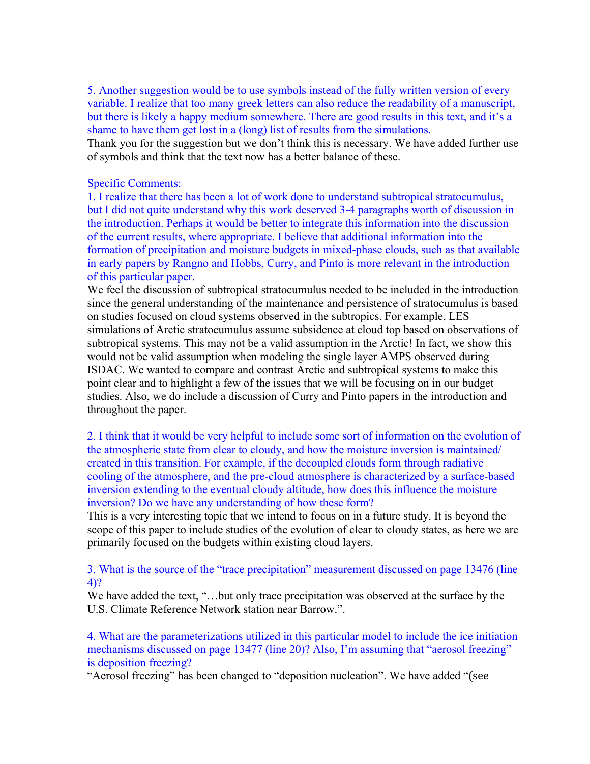5. Another suggestion would be to use symbols instead of the fully written version of every variable. I realize that too many greek letters can also reduce the readability of a manuscript, but there is likely a happy medium somewhere. There are good results in this text, and it's a shame to have them get lost in a (long) list of results from the simulations.

Thank you for the suggestion but we don't think this is necessary. We have added further use of symbols and think that the text now has a better balance of these.

Specific Comments:

1. I realize that there has been a lot of work done to understand subtropical stratocumulus, but I did not quite understand why this work deserved 3-4 paragraphs worth of discussion in the introduction. Perhaps it would be better to integrate this information into the discussion of the current results, where appropriate. I believe that additional information into the formation of precipitation and moisture budgets in mixed-phase clouds, such as that available in early papers by Rangno and Hobbs, Curry, and Pinto is more relevant in the introduction of this particular paper.

We feel the discussion of subtropical stratocumulus needed to be included in the introduction since the general understanding of the maintenance and persistence of stratocumulus is based on studies focused on cloud systems observed in the subtropics. For example, LES simulations of Arctic stratocumulus assume subsidence at cloud top based on observations of subtropical systems. This may not be a valid assumption in the Arctic! In fact, we show this would not be valid assumption when modeling the single layer AMPS observed during ISDAC. We wanted to compare and contrast Arctic and subtropical systems to make this point clear and to highlight a few of the issues that we will be focusing on in our budget studies. Also, we do include a discussion of Curry and Pinto papers in the introduction and throughout the paper.

2. I think that it would be very helpful to include some sort of information on the evolution of the atmospheric state from clear to cloudy, and how the moisture inversion is maintained/ created in this transition. For example, if the decoupled clouds form through radiative cooling of the atmosphere, and the pre-cloud atmosphere is characterized by a surface-based inversion extending to the eventual cloudy altitude, how does this influence the moisture inversion? Do we have any understanding of how these form?

This is a very interesting topic that we intend to focus on in a future study. It is beyond the scope of this paper to include studies of the evolution of clear to cloudy states, as here we are primarily focused on the budgets within existing cloud layers.

3. What is the source of the "trace precipitation" measurement discussed on page 13476 (line 4)?

We have added the text, "…but only trace precipitation was observed at the surface by the U.S. Climate Reference Network station near Barrow.".

4. What are the parameterizations utilized in this particular model to include the ice initiation mechanisms discussed on page 13477 (line 20)? Also, I'm assuming that "aerosol freezing" is deposition freezing?

"Aerosol freezing" has been changed to "deposition nucleation". We have added "(see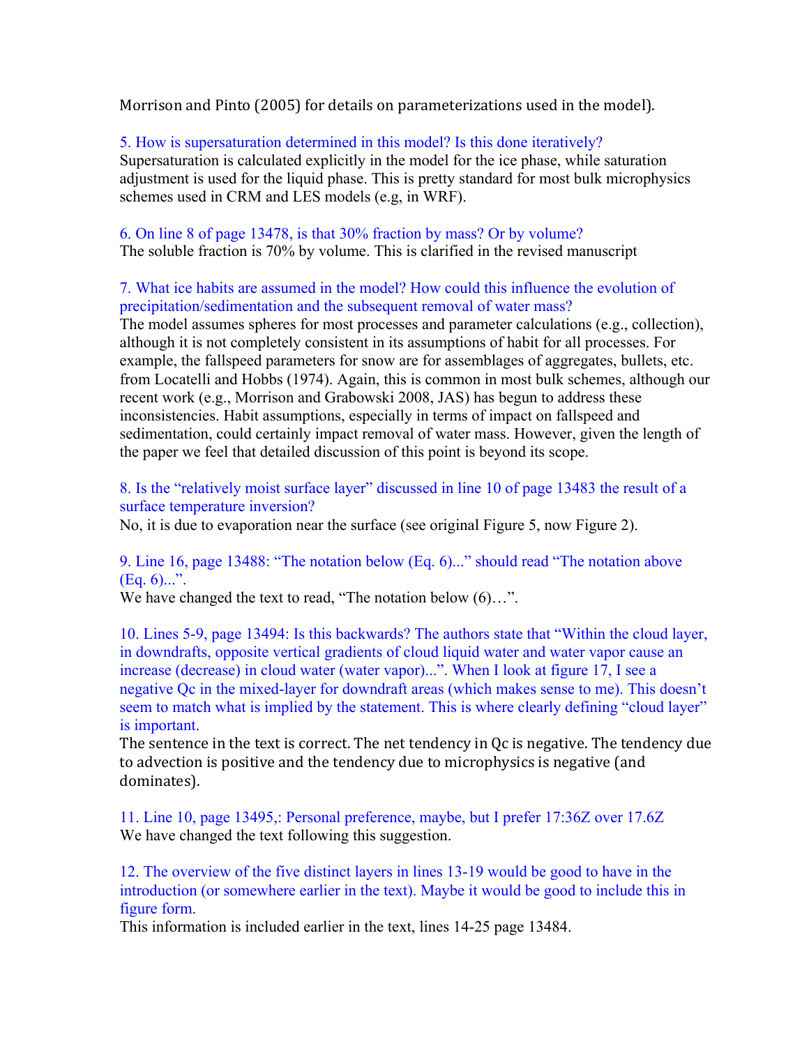Morrison and Pinto (2005) for details on parameterizations used in the model).

5. How is supersaturation determined in this model? Is this done iteratively?
Supersaturation is calculated explicitly in the model for the ice phase, while saturation adjustment is used for the liquid phase. This is pretty standard for most bulk microphysics schemes used in CRM and LES models (e.g, in WRF).

6. On line 8 of page 13478, is that 30% fraction by mass? Or by volume?
The soluble fraction is 70% by volume. This is clarified in the revised manuscript

7. What ice habits are assumed in the model? How could this influence the evolution of precipitation/sedimentation and the subsequent removal of water mass?
The model assumes spheres for most processes and parameter calculations (e.g., collection), although it is not completely consistent in its assumptions of habit for all processes. For example, the fallspeed parameters for snow are for assemblages of aggregates, bullets, etc. from Locatelli and Hobbs (1974). Again, this is common in most bulk schemes, although our recent work (e.g., Morrison and Grabowski 2008, JAS) has begun to address these inconsistencies. Habit assumptions, especially in terms of impact on fallspeed and sedimentation, could certainly impact removal of water mass. However, given the length of the paper we feel that detailed discussion of this point is beyond its scope.

8. Is the "relatively moist surface layer" discussed in line 10 of page 13483 the result of a surface temperature inversion?
No, it is due to evaporation near the surface (see original Figure 5, now Figure 2).

9. Line 16, page 13488: "The notation below (Eq. 6)..." should read "The notation above (Eq. 6)...".
We have changed the text to read, "The notation below (6)…".

10. Lines 5-9, page 13494: Is this backwards? The authors state that "Within the cloud layer, in downdrafts, opposite vertical gradients of cloud liquid water and water vapor cause an increase (decrease) in cloud water (water vapor)...". When I look at figure 17, I see a negative Qc in the mixed-layer for downdraft areas (which makes sense to me). This doesn't seem to match what is implied by the statement. This is where clearly defining "cloud layer" is important.
The sentence in the text is correct. The net tendency in Qc is negative. The tendency due to advection is positive and the tendency due to microphysics is negative (and dominates).

11. Line 10, page 13495,: Personal preference, maybe, but I prefer 17:36Z over 17.6Z
We have changed the text following this suggestion.

12. The overview of the five distinct layers in lines 13-19 would be good to have in the introduction (or somewhere earlier in the text). Maybe it would be good to include this in figure form.
This information is included earlier in the text, lines 14-25 page 13484.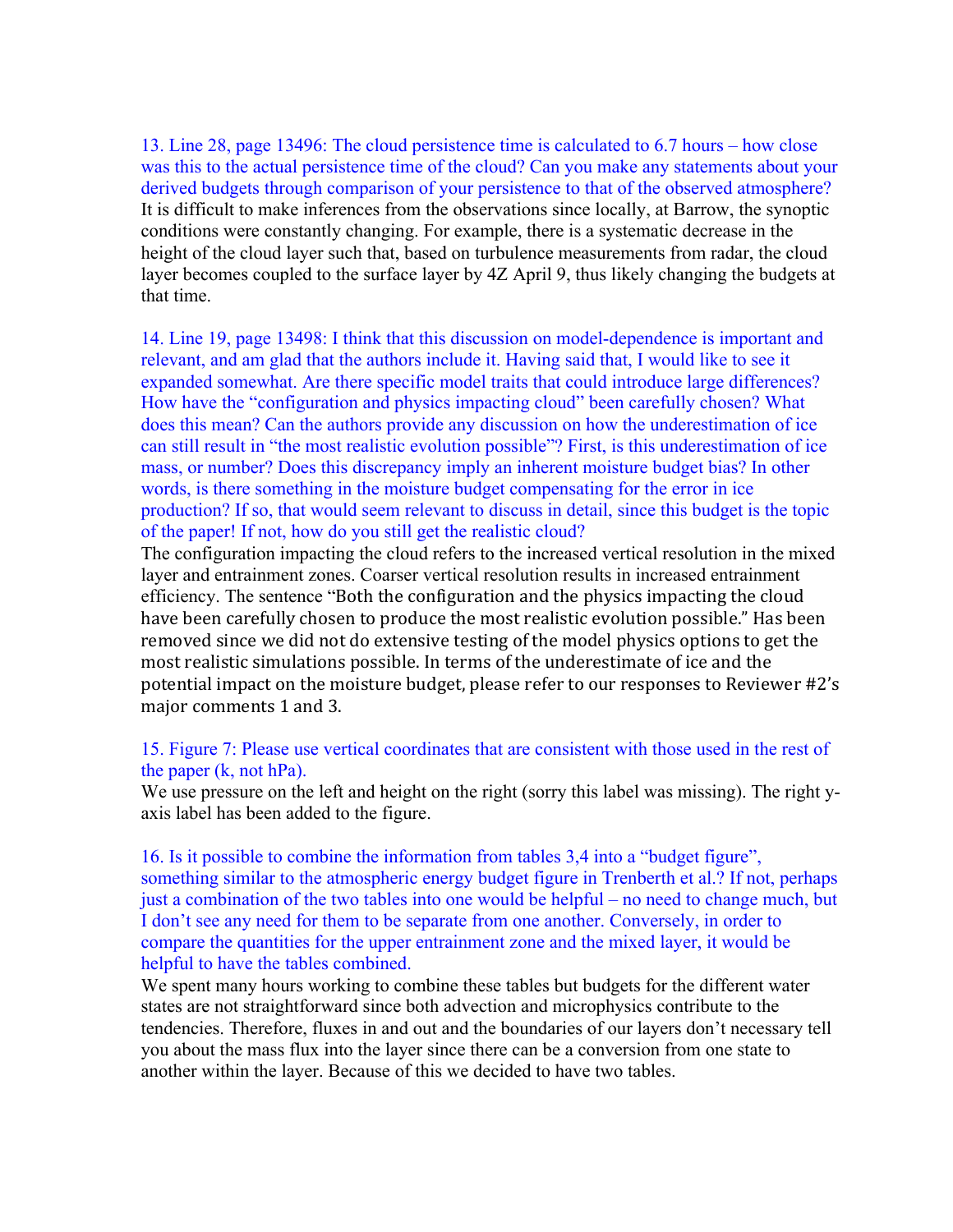13. Line 28, page 13496: The cloud persistence time is calculated to 6.7 hours – how close was this to the actual persistence time of the cloud? Can you make any statements about your derived budgets through comparison of your persistence to that of the observed atmosphere?
It is difficult to make inferences from the observations since locally, at Barrow, the synoptic conditions were constantly changing. For example, there is a systematic decrease in the height of the cloud layer such that, based on turbulence measurements from radar, the cloud layer becomes coupled to the surface layer by 4Z April 9, thus likely changing the budgets at that time.

14. Line 19, page 13498: I think that this discussion on model-dependence is important and relevant, and am glad that the authors include it. Having said that, I would like to see it expanded somewhat. Are there specific model traits that could introduce large differences? How have the "configuration and physics impacting cloud" been carefully chosen? What does this mean? Can the authors provide any discussion on how the underestimation of ice can still result in "the most realistic evolution possible"? First, is this underestimation of ice mass, or number? Does this discrepancy imply an inherent moisture budget bias? In other words, is there something in the moisture budget compensating for the error in ice production? If so, that would seem relevant to discuss in detail, since this budget is the topic of the paper! If not, how do you still get the realistic cloud?
The configuration impacting the cloud refers to the increased vertical resolution in the mixed layer and entrainment zones. Coarser vertical resolution results in increased entrainment efficiency. The sentence "Both the configuration and the physics impacting the cloud have been carefully chosen to produce the most realistic evolution possible." Has been removed since we did not do extensive testing of the model physics options to get the most realistic simulations possible. In terms of the underestimate of ice and the potential impact on the moisture budget, please refer to our responses to Reviewer #2's major comments 1 and 3.

15. Figure 7: Please use vertical coordinates that are consistent with those used in the rest of the paper (k, not hPa).
We use pressure on the left and height on the right (sorry this label was missing). The right y-axis label has been added to the figure.

16. Is it possible to combine the information from tables 3,4 into a "budget figure", something similar to the atmospheric energy budget figure in Trenberth et al.? If not, perhaps just a combination of the two tables into one would be helpful – no need to change much, but I don't see any need for them to be separate from one another. Conversely, in order to compare the quantities for the upper entrainment zone and the mixed layer, it would be helpful to have the tables combined.
We spent many hours working to combine these tables but budgets for the different water states are not straightforward since both advection and microphysics contribute to the tendencies. Therefore, fluxes in and out and the boundaries of our layers don't necessary tell you about the mass flux into the layer since there can be a conversion from one state to another within the layer. Because of this we decided to have two tables.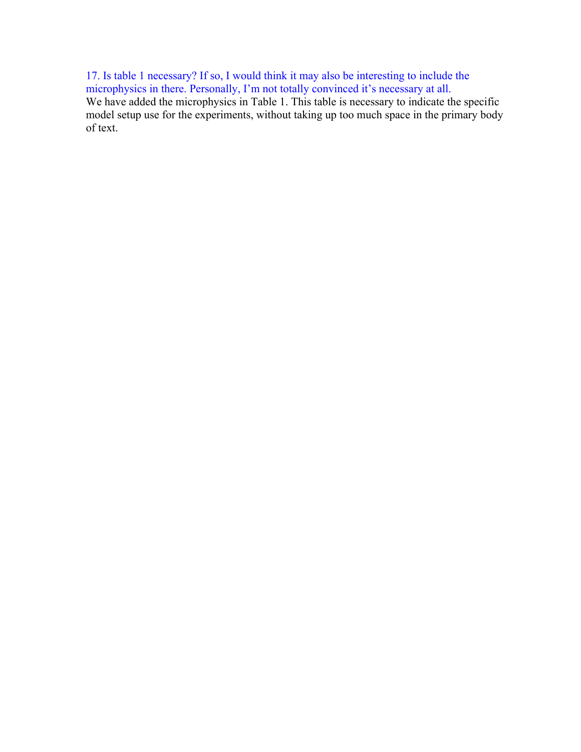17. Is table 1 necessary? If so, I would think it may also be interesting to include the microphysics in there. Personally, I'm not totally convinced it's necessary at all.

We have added the microphysics in Table 1. This table is necessary to indicate the specific model setup use for the experiments, without taking up too much space in the primary body of text.